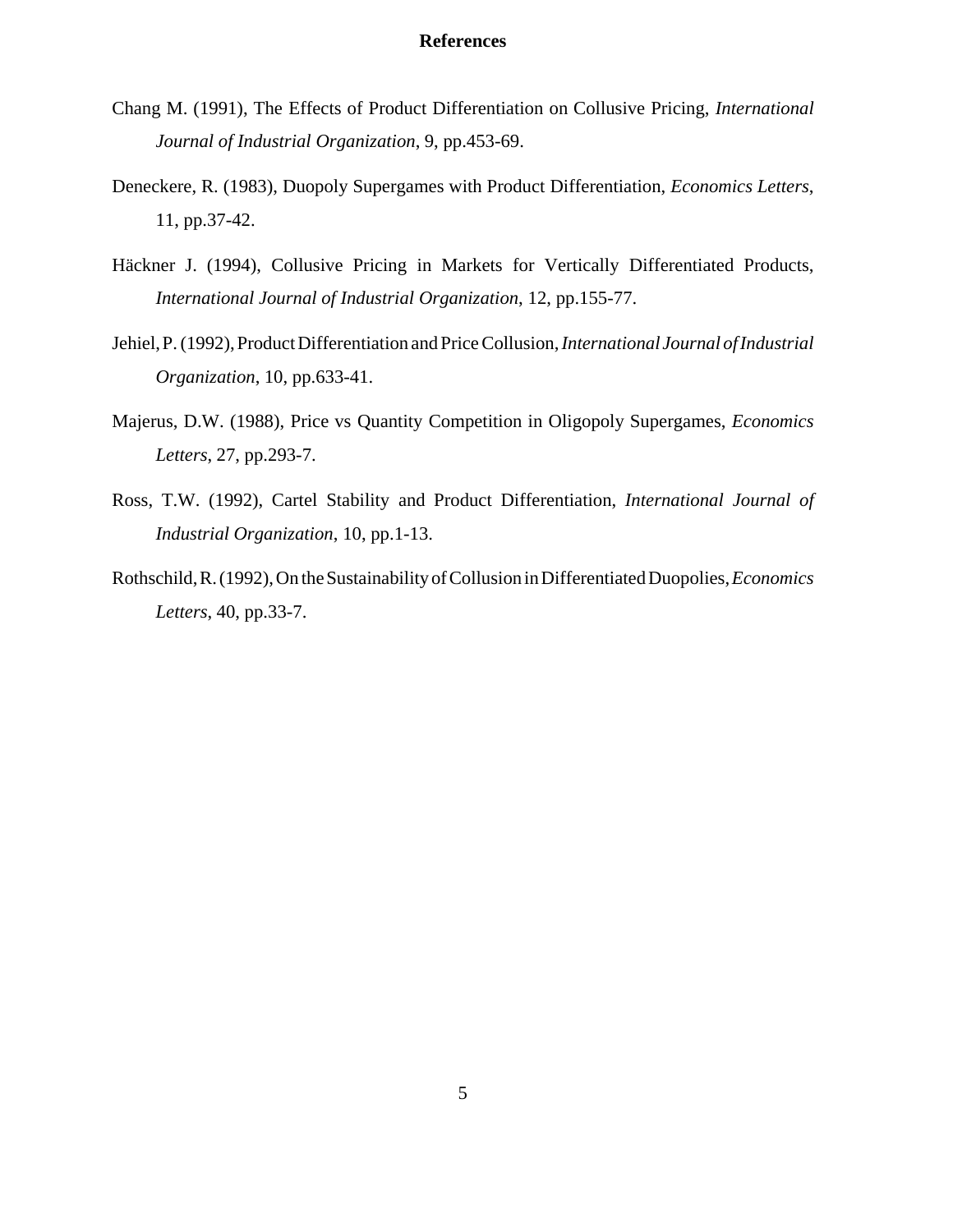## References

Chang M. (1991), The Effects of Product Differentiation on Collusive Pricing, *International Journal of Industrial Organization*, 9, pp.453-69.

Deneckere, R. (1983), Duopoly Supergames with Product Differentiation, *Economics Letters*, 11, pp.37-42.

Häckner J. (1994), Collusive Pricing in Markets for Vertically Differentiated Products, *International Journal of Industrial Organization*, 12, pp.155-77.

Jehiel, P. (1992), Product Differentiation and Price Collusion, *International Journal of Industrial Organization*, 10, pp.633-41.

Majerus, D.W. (1988), Price vs Quantity Competition in Oligopoly Supergames, *Economics Letters*, 27, pp.293-7.

Ross, T.W. (1992), Cartel Stability and Product Differentiation, *International Journal of Industrial Organization*, 10, pp.1-13.

Rothschild, R. (1992), On the Sustainability of Collusion in Differentiated Duopolies, *Economics Letters*, 40, pp.33-7.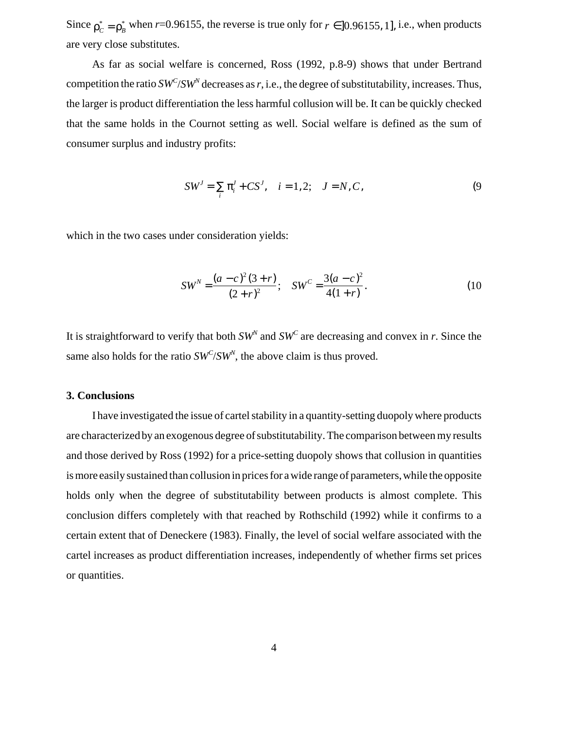Since $\rho_C^* = \rho_B^*$ when $r$=0.96155, the reverse is true only for $r \in ]0.96155, 1]$, i.e., when products are very close substitutes.

As far as social welfare is concerned, Ross (1992, p.8-9) shows that under Bertrand competition the ratio $SW^C/SW^N$ decreases as $r$, i.e., the degree of substitutability, increases. Thus, the larger is product differentiation the less harmful collusion will be. It can be quickly checked that the same holds in the Cournot setting as well. Social welfare is defined as the sum of consumer surplus and industry profits:

$$SW^J = \sum_i \pi_i^J + CS^J, \quad i = 1,2; \quad J = N, C, \tag{9}$$

which in the two cases under consideration yields:

$$SW^N = \frac{(a-c)^2 (3+r)}{(2+r)^2}; \quad SW^C = \frac{3(a-c)^2}{4(1+r)}. \tag{10}$$

It is straightforward to verify that both $SW^N$ and $SW^C$ are decreasing and convex in $r$. Since the same also holds for the ratio $SW^C/SW^N$, the above claim is thus proved.

### 3. Conclusions

I have investigated the issue of cartel stability in a quantity-setting duopoly where products are characterized by an exogenous degree of substitutability. The comparison between my results and those derived by Ross (1992) for a price-setting duopoly shows that collusion in quantities is more easily sustained than collusion in prices for a wide range of parameters, while the opposite holds only when the degree of substitutability between products is almost complete. This conclusion differs completely with that reached by Rothschild (1992) while it confirms to a certain extent that of Deneckere (1983). Finally, the level of social welfare associated with the cartel increases as product differentiation increases, independently of whether firms set prices or quantities.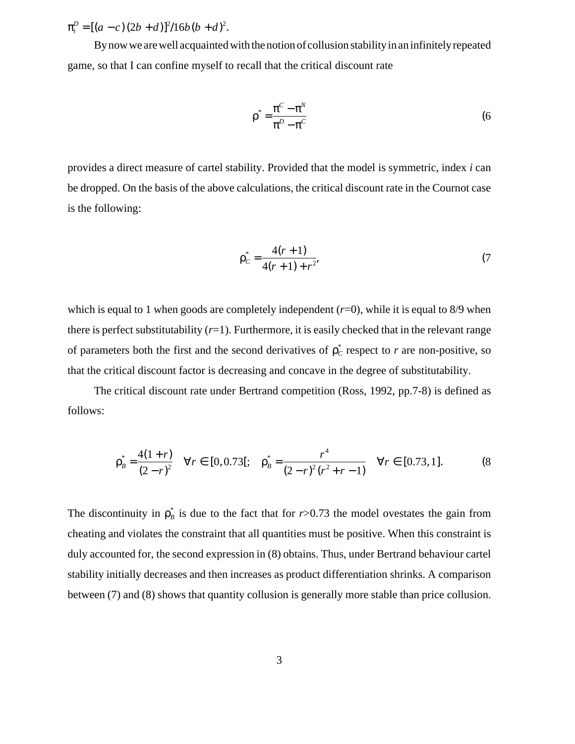$\pi_i^D = [(a-c)(2b+d)]^2/16b(b+d)^2$.

By now we are well acquainted with the notion of collusion stability in an infinitely repeated game, so that I can confine myself to recall that the critical discount rate

$$\rho^* = \frac{\pi^C - \pi^N}{\pi^D - \pi^C} \tag{6}$$

provides a direct measure of cartel stability. Provided that the model is symmetric, index *i* can be dropped. On the basis of the above calculations, the critical discount rate in the Cournot case is the following:

$$\rho_C^* = \frac{4(r+1)}{4(r+1)+r^2}, \tag{7}$$

which is equal to 1 when goods are completely independent ($r$=0), while it is equal to 8/9 when there is perfect substitutability ($r$=1). Furthermore, it is easily checked that in the relevant range of parameters both the first and the second derivatives of $\rho_C^*$ respect to $r$ are non-positive, so that the critical discount factor is decreasing and concave in the degree of substitutability.

The critical discount rate under Bertrand competition (Ross, 1992, pp.7-8) is defined as follows:

$$\rho_B^* = \frac{4(1+r)}{(2-r)^2} \quad \forall r \in [0, 0.73[; \quad \rho_B^* = \frac{r^4}{(2-r)^2(r^2+r-1)} \quad \forall r \in [0.73, 1]. \tag{8}$$

The discontinuity in $\rho_B^*$ is due to the fact that for $r$>0.73 the model ovestates the gain from cheating and violates the constraint that all quantities must be positive. When this constraint is duly accounted for, the second expression in (8) obtains. Thus, under Bertrand behaviour cartel stability initially decreases and then increases as product differentiation shrinks. A comparison between (7) and (8) shows that quantity collusion is generally more stable than price collusion.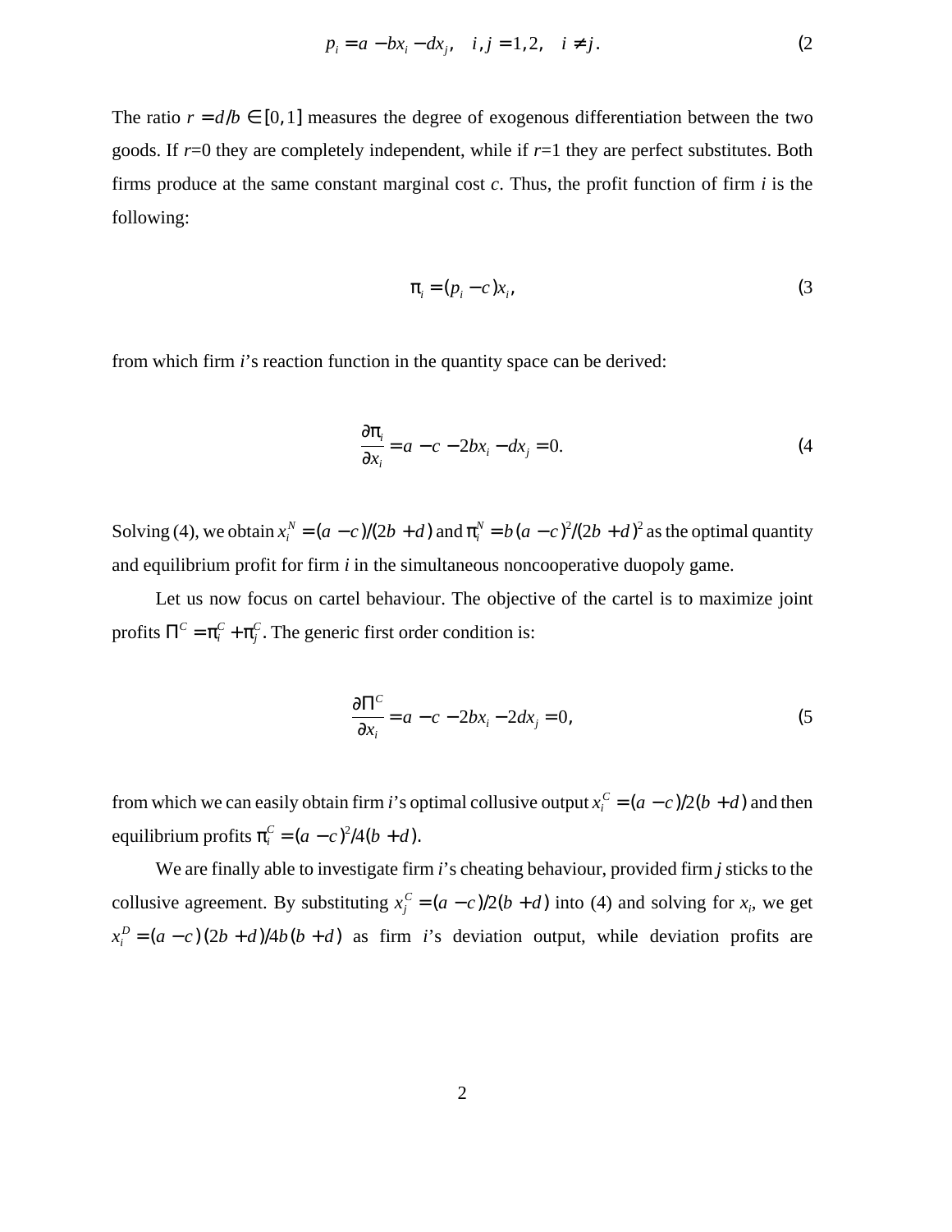$$p_i = a - bx_i - dx_j, \quad i, j = 1, 2, \quad i \neq j. \tag{2}$$

The ratio $r = d/b \in [0,1]$ measures the degree of exogenous differentiation between the two goods. If $r$=0 they are completely independent, while if $r$=1 they are perfect substitutes. Both firms produce at the same constant marginal cost $c$. Thus, the profit function of firm $i$ is the following:

$$\pi_i = (p_i - c)x_i, \tag{3}$$

from which firm $i$'s reaction function in the quantity space can be derived:

$$\frac{\partial \pi_i}{\partial x_i} = a - c - 2bx_i - dx_j = 0. \tag{4}$$

Solving (4), we obtain $x_i^N = (a-c)/(2b+d)$ and $\pi_i^N = b(a-c)^2/(2b+d)^2$ as the optimal quantity and equilibrium profit for firm $i$ in the simultaneous noncooperative duopoly game.

Let us now focus on cartel behaviour. The objective of the cartel is to maximize joint profits $\Pi^C = \pi_i^C + \pi_j^C$. The generic first order condition is:

$$\frac{\partial \Pi^C}{\partial x_i} = a - c - 2bx_i - 2dx_j = 0, \tag{5}$$

from which we can easily obtain firm $i$'s optimal collusive output $x_i^C = (a-c)/2(b+d)$ and then equilibrium profits $\pi_i^C = (a-c)^2/4(b+d)$.

We are finally able to investigate firm $i$'s cheating behaviour, provided firm $j$ sticks to the collusive agreement. By substituting $x_j^C = (a-c)/2(b+d)$ into (4) and solving for $x_i$, we get $x_i^D = (a-c)(2b+d)/4b(b+d)$ as firm $i$'s deviation output, while deviation profits are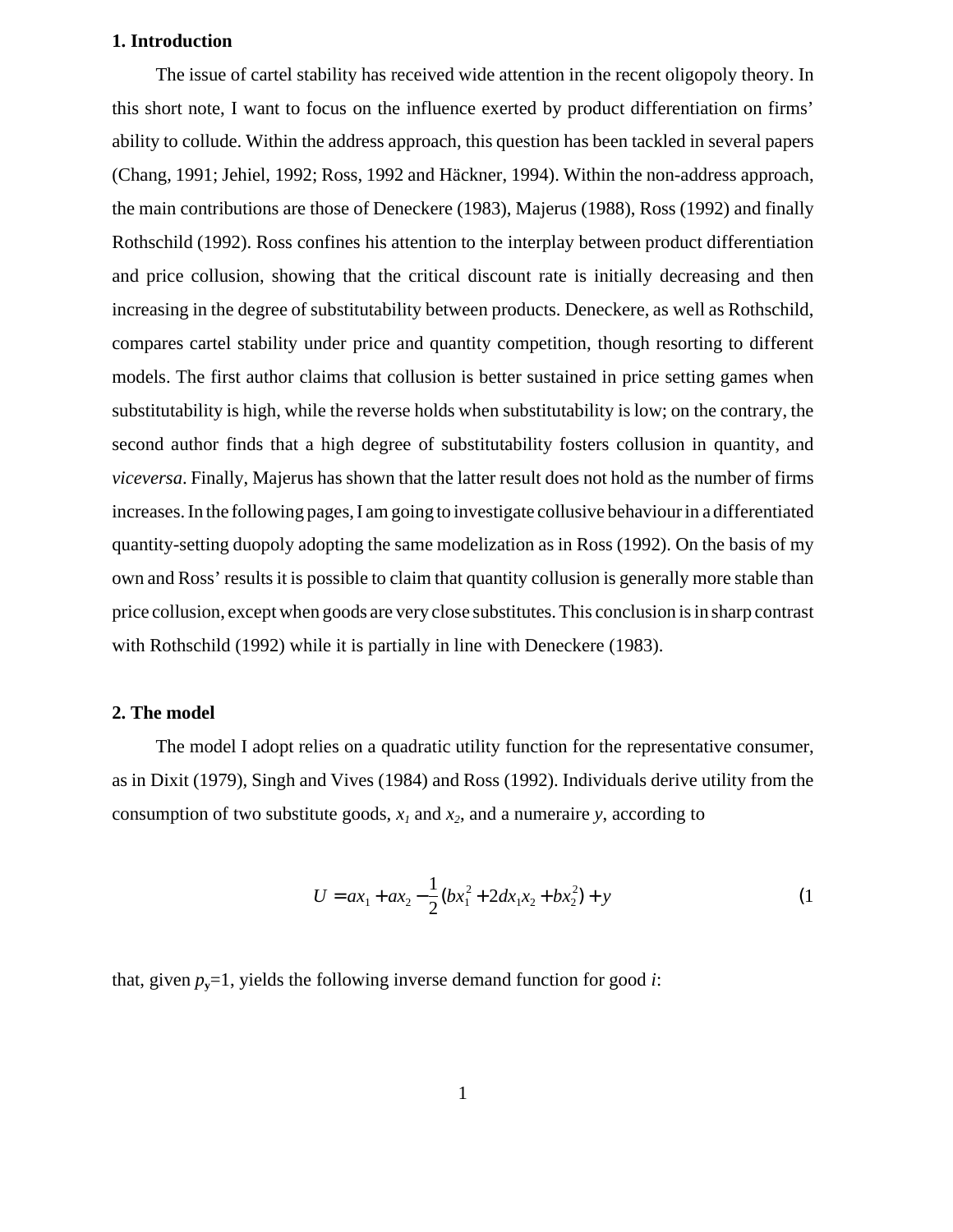## 1. Introduction

The issue of cartel stability has received wide attention in the recent oligopoly theory. In this short note, I want to focus on the influence exerted by product differentiation on firms' ability to collude. Within the address approach, this question has been tackled in several papers (Chang, 1991; Jehiel, 1992; Ross, 1992 and Häckner, 1994). Within the non-address approach, the main contributions are those of Deneckere (1983), Majerus (1988), Ross (1992) and finally Rothschild (1992). Ross confines his attention to the interplay between product differentiation and price collusion, showing that the critical discount rate is initially decreasing and then increasing in the degree of substitutability between products. Deneckere, as well as Rothschild, compares cartel stability under price and quantity competition, though resorting to different models. The first author claims that collusion is better sustained in price setting games when substitutability is high, while the reverse holds when substitutability is low; on the contrary, the second author finds that a high degree of substitutability fosters collusion in quantity, and *viceversa*. Finally, Majerus has shown that the latter result does not hold as the number of firms increases. In the following pages, I am going to investigate collusive behaviour in a differentiated quantity-setting duopoly adopting the same modelization as in Ross (1992). On the basis of my own and Ross' results it is possible to claim that quantity collusion is generally more stable than price collusion, except when goods are very close substitutes. This conclusion is in sharp contrast with Rothschild (1992) while it is partially in line with Deneckere (1983).

## 2. The model

The model I adopt relies on a quadratic utility function for the representative consumer, as in Dixit (1979), Singh and Vives (1984) and Ross (1992). Individuals derive utility from the consumption of two substitute goods, $x_1$ and $x_2$, and a numeraire $y$, according to

$$U = ax_1 + ax_2 - \frac{1}{2}(bx_1^2 + 2dx_1x_2 + bx_2^2) + y \qquad (1$$

that, given $p_y$=1, yields the following inverse demand function for good $i$: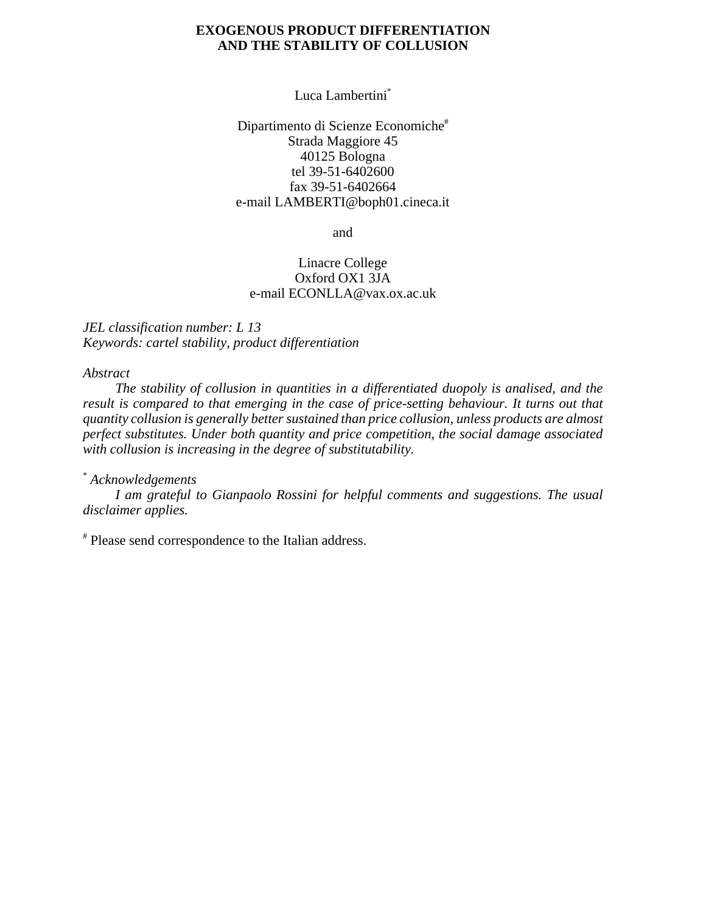# EXOGENOUS PRODUCT DIFFERENTIATION AND THE STABILITY OF COLLUSION

Luca Lambertini*

Dipartimento di Scienze Economiche#
Strada Maggiore 45
40125 Bologna
tel 39-51-6402600
fax 39-51-6402664
e-mail LAMBERTI@boph01.cineca.it

and

Linacre College
Oxford OX1 3JA
e-mail ECONLLA@vax.ox.ac.uk

*JEL classification number: L 13*
*Keywords: cartel stability, product differentiation*

*Abstract*

*The stability of collusion in quantities in a differentiated duopoly is analised, and the result is compared to that emerging in the case of price-setting behaviour. It turns out that quantity collusion is generally better sustained than price collusion, unless products are almost perfect substitutes. Under both quantity and price competition, the social damage associated with collusion is increasing in the degree of substitutability.*

\* *Acknowledgements*

*I am grateful to Gianpaolo Rossini for helpful comments and suggestions. The usual disclaimer applies.*

\# Please send correspondence to the Italian address.